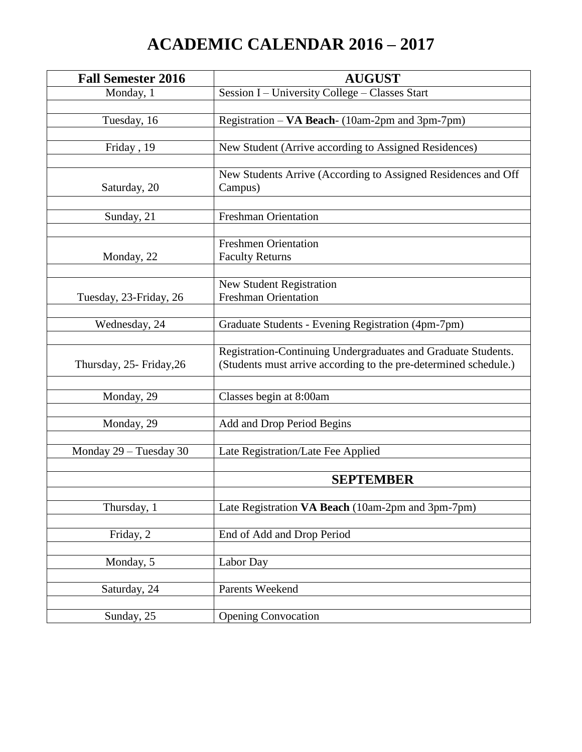# ACADEMIC CALENDAR 2016 – 2017

| Fall Semester 2016 | AUGUST |
|---|---|
| Monday, 1 | Session I – University College – Classes Start |
| | |
| Tuesday, 16 | Registration – **VA Beach**- (10am-2pm and 3pm-7pm) |
| | |
| Friday , 19 | New Student (Arrive according to Assigned Residences) |
| | |
| Saturday, 20 | New Students Arrive (According to Assigned Residences and Off Campus) |
| | |
| Sunday, 21 | Freshman Orientation |
| | |
| Monday, 22 | Freshmen Orientation<br>Faculty Returns |
| | |
| Tuesday, 23-Friday, 26 | New Student Registration<br>Freshman Orientation |
| | |
| Wednesday, 24 | Graduate Students - Evening Registration (4pm-7pm) |
| | |
| Thursday, 25- Friday,26 | Registration-Continuing Undergraduates and Graduate Students. (Students must arrive according to the pre-determined schedule.) |
| | |
| Monday, 29 | Classes begin at 8:00am |
| | |
| Monday, 29 | Add and Drop Period Begins |
| | |
| Monday 29 – Tuesday 30 | Late Registration/Late Fee Applied |
| | |
| | **SEPTEMBER** |
| | |
| Thursday, 1 | Late Registration **VA Beach** (10am-2pm and 3pm-7pm) |
| | |
| Friday, 2 | End of Add and Drop Period |
| | |
| Monday, 5 | Labor Day |
| | |
| Saturday, 24 | Parents Weekend |
| | |
| Sunday, 25 | Opening Convocation |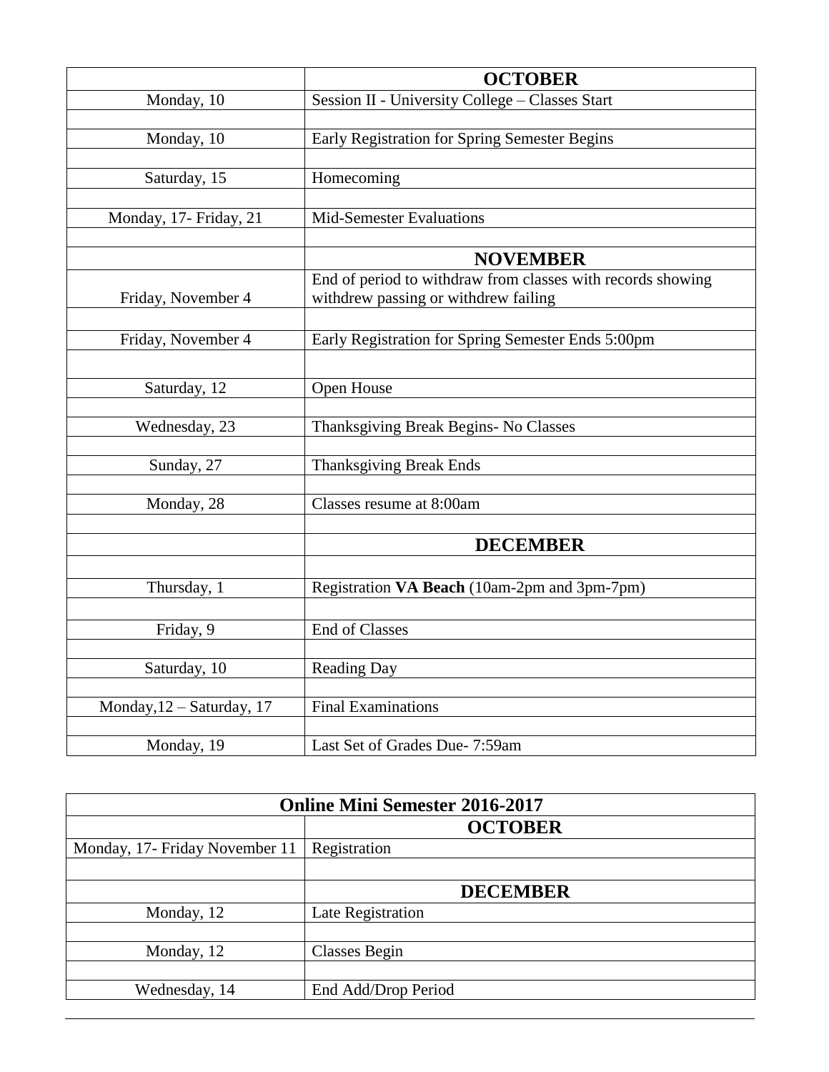| | **OCTOBER** |
|---|---|
| Monday, 10 | Session II - University College – Classes Start |
| | |
| Monday, 10 | Early Registration for Spring Semester Begins |
| | |
| Saturday, 15 | Homecoming |
| | |
| Monday, 17- Friday, 21 | Mid-Semester Evaluations |
| | |
| | **NOVEMBER** |
| Friday, November 4 | End of period to withdraw from classes with records showing withdrew passing or withdrew failing |
| | |
| Friday, November 4 | Early Registration for Spring Semester Ends 5:00pm |
| | |
| Saturday, 12 | Open House |
| | |
| Wednesday, 23 | Thanksgiving Break Begins- No Classes |
| | |
| Sunday, 27 | Thanksgiving Break Ends |
| | |
| Monday, 28 | Classes resume at 8:00am |
| | |
| | **DECEMBER** |
| | |
| Thursday, 1 | Registration **VA Beach** (10am-2pm and 3pm-7pm) |
| | |
| Friday, 9 | End of Classes |
| | |
| Saturday, 10 | Reading Day |
| | |
| Monday,12 – Saturday, 17 | Final Examinations |
| | |
| Monday, 19 | Last Set of Grades Due- 7:59am |

| **Online Mini Semester 2016-2017** | |
|---|---|
| | **OCTOBER** |
| Monday, 17- Friday November 11 | Registration |
| | |
| | **DECEMBER** |
| Monday, 12 | Late Registration |
| | |
| Monday, 12 | Classes Begin |
| | |
| Wednesday, 14 | End Add/Drop Period |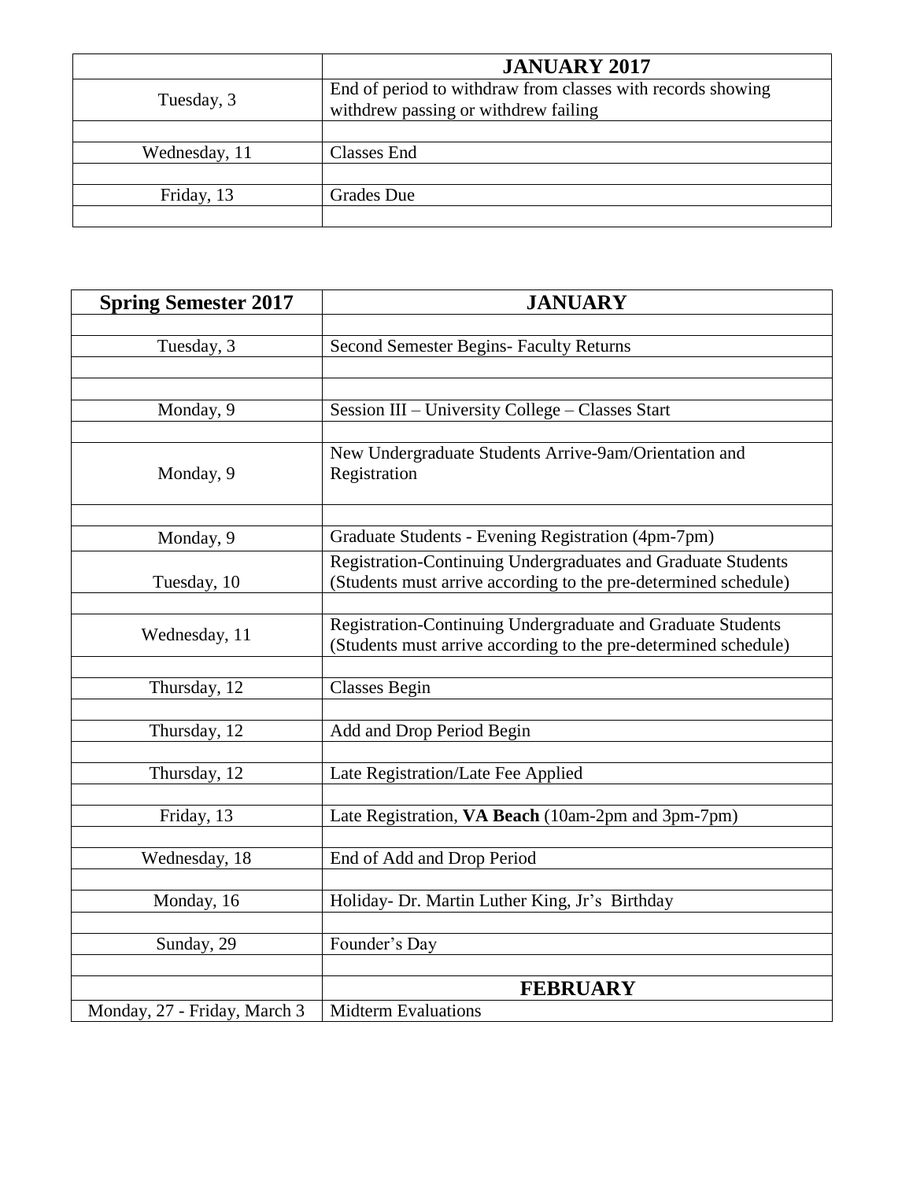| | **JANUARY 2017** |
|---|---|
| Tuesday, 3 | End of period to withdraw from classes with records showing withdrew passing or withdrew failing |
| | |
| Wednesday, 11 | Classes End |
| | |
| Friday, 13 | Grades Due |
| | |

| **Spring Semester 2017** | **JANUARY** |
|---|---|
| | |
| Tuesday, 3 | Second Semester Begins- Faculty Returns |
| | |
| | |
| Monday, 9 | Session III – University College – Classes Start |
| | |
| Monday, 9 | New Undergraduate Students Arrive-9am/Orientation and Registration |
| | |
| Monday, 9 | Graduate Students - Evening Registration (4pm-7pm) |
| Tuesday, 10 | Registration-Continuing Undergraduates and Graduate Students (Students must arrive according to the pre-determined schedule) |
| | |
| Wednesday, 11 | Registration-Continuing Undergraduate and Graduate Students (Students must arrive according to the pre-determined schedule) |
| | |
| Thursday, 12 | Classes Begin |
| | |
| Thursday, 12 | Add and Drop Period Begin |
| | |
| Thursday, 12 | Late Registration/Late Fee Applied |
| | |
| Friday, 13 | Late Registration, **VA Beach** (10am-2pm and 3pm-7pm) |
| | |
| Wednesday, 18 | End of Add and Drop Period |
| | |
| Monday, 16 | Holiday- Dr. Martin Luther King, Jr's Birthday |
| | |
| Sunday, 29 | Founder's Day |
| | |
| | **FEBRUARY** |
| Monday, 27 - Friday, March 3 | Midterm Evaluations |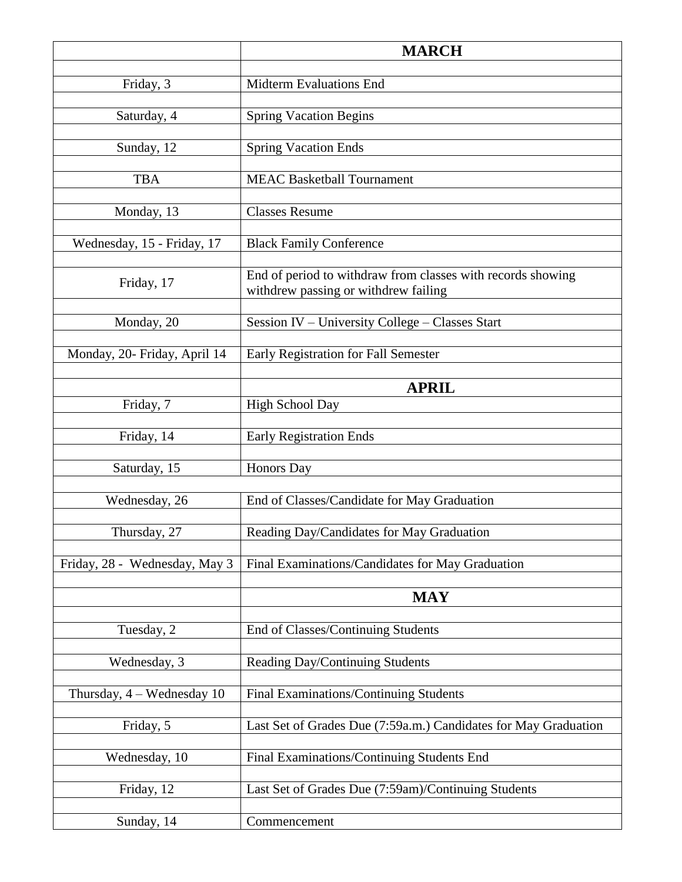| | **MARCH** |
|---|---|
| Friday, 3 | Midterm Evaluations End |
| Saturday, 4 | Spring Vacation Begins |
| Sunday, 12 | Spring Vacation Ends |
| TBA | MEAC Basketball Tournament |
| Monday, 13 | Classes Resume |
| Wednesday, 15 - Friday, 17 | Black Family Conference |
| Friday, 17 | End of period to withdraw from classes with records showing withdrew passing or withdrew failing |
| Monday, 20 | Session IV – University College – Classes Start |
| Monday, 20- Friday, April 14 | Early Registration for Fall Semester |
| | **APRIL** |
| Friday, 7 | High School Day |
| Friday, 14 | Early Registration Ends |
| Saturday, 15 | Honors Day |
| Wednesday, 26 | End of Classes/Candidate for May Graduation |
| Thursday, 27 | Reading Day/Candidates for May Graduation |
| Friday, 28 - Wednesday, May 3 | Final Examinations/Candidates for May Graduation |
| | **MAY** |
| Tuesday, 2 | End of Classes/Continuing Students |
| Wednesday, 3 | Reading Day/Continuing Students |
| Thursday, 4 – Wednesday 10 | Final Examinations/Continuing Students |
| Friday, 5 | Last Set of Grades Due (7:59a.m.) Candidates for May Graduation |
| Wednesday, 10 | Final Examinations/Continuing Students End |
| Friday, 12 | Last Set of Grades Due (7:59am)/Continuing Students |
| Sunday, 14 | Commencement |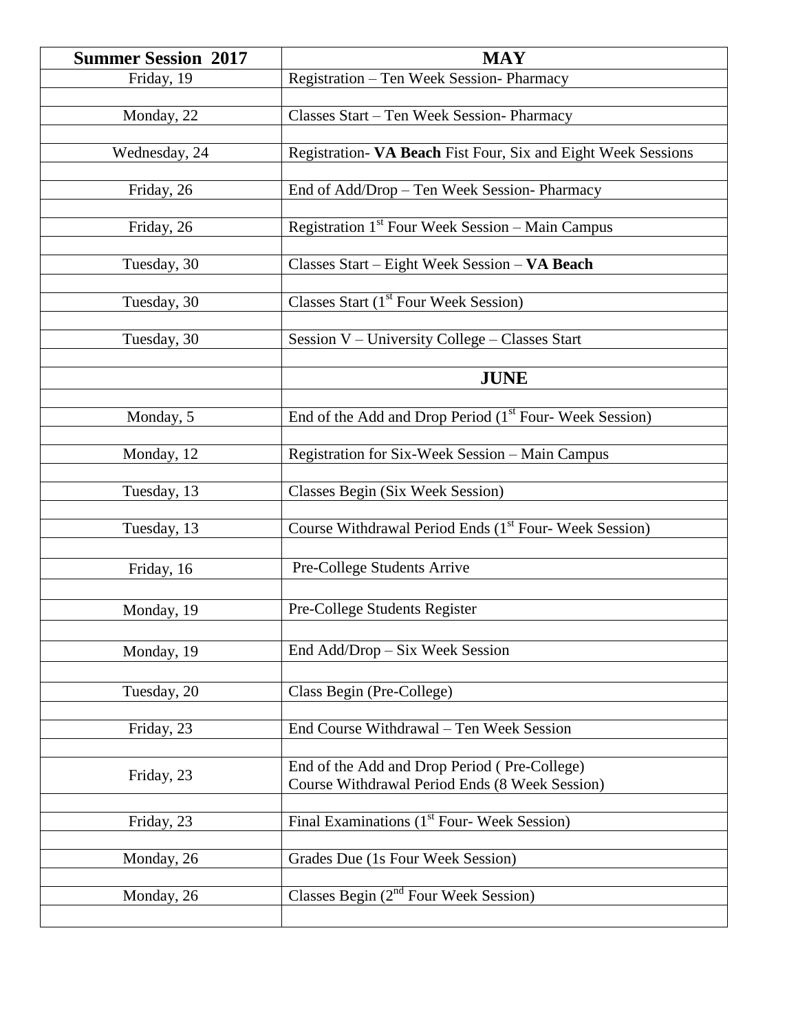| **Summer Session 2017** | **MAY** |
|---|---|
| Friday, 19 | Registration – Ten Week Session- Pharmacy |
| | |
| Monday, 22 | Classes Start – Ten Week Session- Pharmacy |
| | |
| Wednesday, 24 | Registration- **VA Beach** Fist Four, Six and Eight Week Sessions |
| | |
| Friday, 26 | End of Add/Drop – Ten Week Session- Pharmacy |
| | |
| Friday, 26 | Registration 1st Four Week Session – Main Campus |
| | |
| Tuesday, 30 | Classes Start – Eight Week Session – **VA Beach** |
| | |
| Tuesday, 30 | Classes Start (1st Four Week Session) |
| | |
| Tuesday, 30 | Session V – University College – Classes Start |
| | |
| | **JUNE** |
| | |
| Monday, 5 | End of the Add and Drop Period (1st Four- Week Session) |
| | |
| Monday, 12 | Registration for Six-Week Session – Main Campus |
| | |
| Tuesday, 13 | Classes Begin (Six Week Session) |
| | |
| Tuesday, 13 | Course Withdrawal Period Ends (1st Four- Week Session) |
| | |
| Friday, 16 | Pre-College Students Arrive |
| | |
| Monday, 19 | Pre-College Students Register |
| | |
| Monday, 19 | End Add/Drop – Six Week Session |
| | |
| Tuesday, 20 | Class Begin (Pre-College) |
| | |
| Friday, 23 | End Course Withdrawal – Ten Week Session |
| | |
| Friday, 23 | End of the Add and Drop Period ( Pre-College) Course Withdrawal Period Ends (8 Week Session) |
| | |
| Friday, 23 | Final Examinations (1st Four- Week Session) |
| | |
| Monday, 26 | Grades Due (1s Four Week Session) |
| | |
| Monday, 26 | Classes Begin (2nd Four Week Session) |
| | |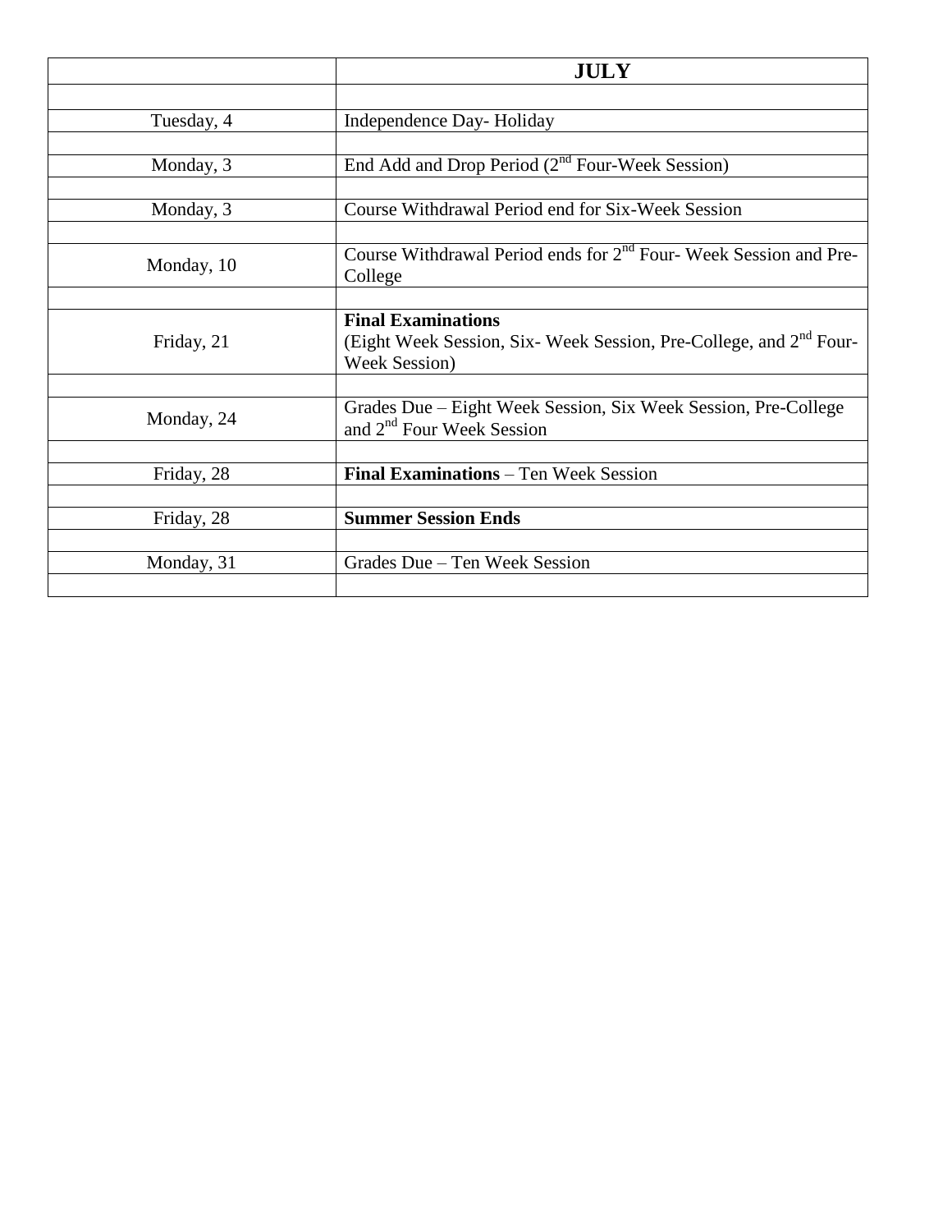| | **JULY** |
|---|---|
| | |
| Tuesday, 4 | Independence Day- Holiday |
| | |
| Monday, 3 | End Add and Drop Period (2nd Four-Week Session) |
| | |
| Monday, 3 | Course Withdrawal Period end for Six-Week Session |
| | |
| Monday, 10 | Course Withdrawal Period ends for 2nd Four- Week Session and Pre-College |
| | |
| Friday, 21 | **Final Examinations** (Eight Week Session, Six- Week Session, Pre-College, and 2nd Four-Week Session) |
| | |
| Monday, 24 | Grades Due – Eight Week Session, Six Week Session, Pre-College and 2nd Four Week Session |
| | |
| Friday, 28 | **Final Examinations** – Ten Week Session |
| | |
| Friday, 28 | **Summer Session Ends** |
| | |
| Monday, 31 | Grades Due – Ten Week Session |
| | |